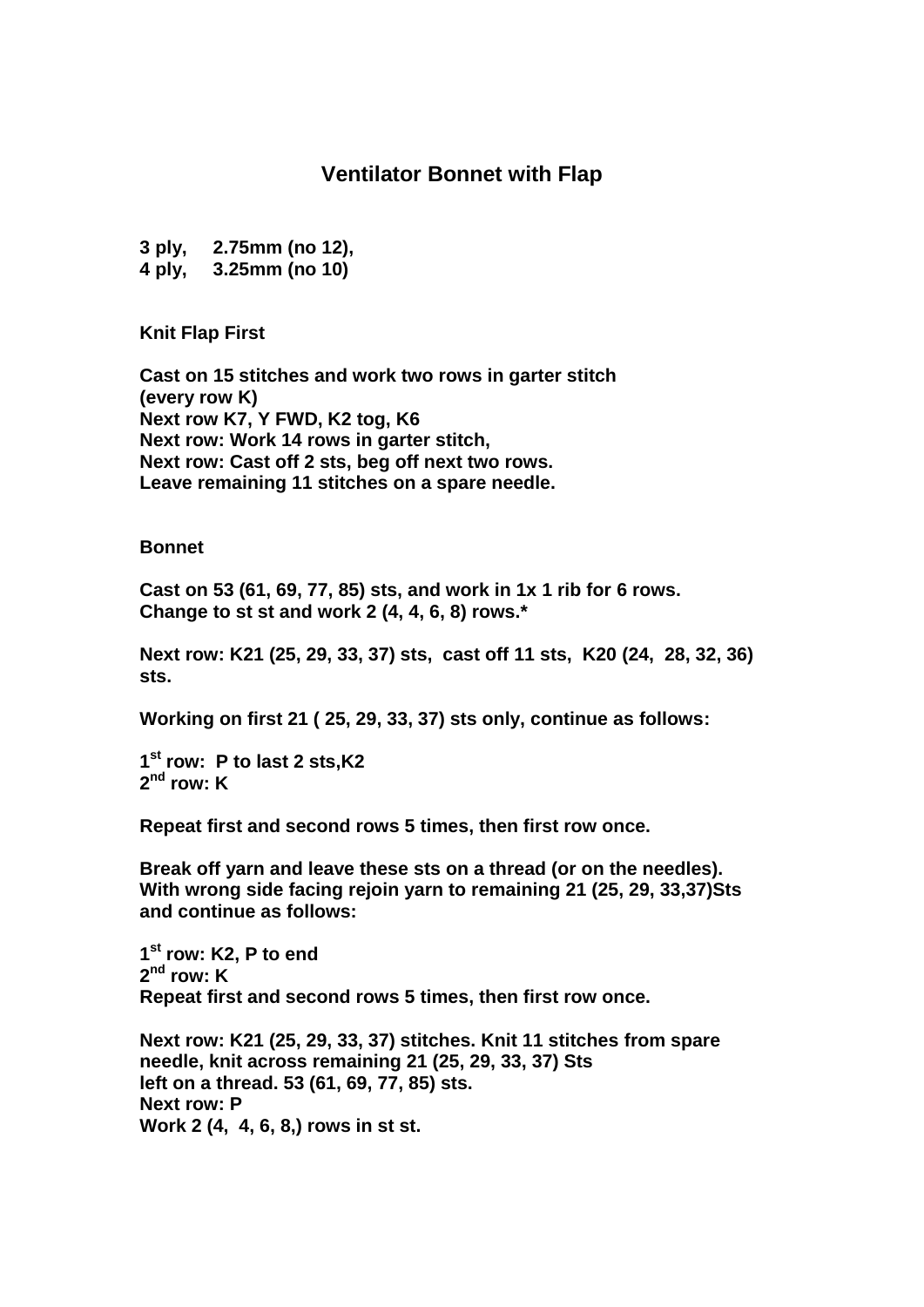# Ventilator Bonnet with Flap

**3 ply, 2.75mm (no 12),**
**4 ply, 3.25mm (no 10)**

**Knit Flap First**

**Cast on 15 stitches and work two rows in garter stitch (every row K)**
**Next row K7, Y FWD, K2 tog, K6**
**Next row: Work 14 rows in garter stitch,**
**Next row: Cast off 2 sts, beg off next two rows.**
**Leave remaining 11 stitches on a spare needle.**

**Bonnet**

**Cast on 53 (61, 69, 77, 85) sts, and work in 1x 1 rib for 6 rows.**
**Change to st st and work 2 (4, 4, 6, 8) rows.***

**Next row: K21 (25, 29, 33, 37) sts, cast off 11 sts, K20 (24, 28, 32, 36) sts.**

**Working on first 21 ( 25, 29, 33, 37) sts only, continue as follows:**

**1st row: P to last 2 sts,K2**
**2nd row: K**

**Repeat first and second rows 5 times, then first row once.**

**Break off yarn and leave these sts on a thread (or on the needles). With wrong side facing rejoin yarn to remaining 21 (25, 29, 33,37)Sts and continue as follows:**

**1st row: K2, P to end**
**2nd row: K**
**Repeat first and second rows 5 times, then first row once.**

**Next row: K21 (25, 29, 33, 37) stitches. Knit 11 stitches from spare needle, knit across remaining 21 (25, 29, 33, 37) Sts left on a thread. 53 (61, 69, 77, 85) sts.**
**Next row: P**
**Work 2 (4, 4, 6, 8,) rows in st st.**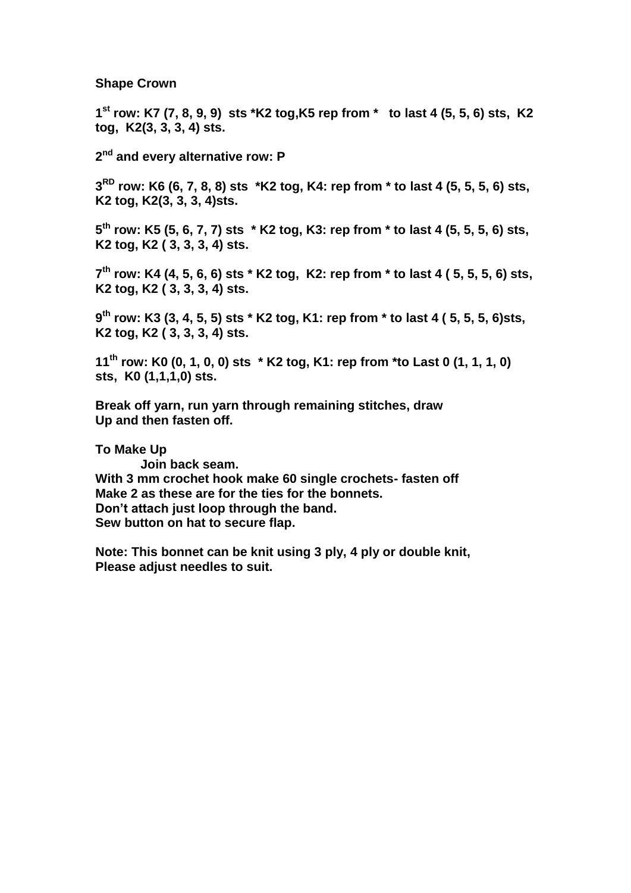**Shape Crown**

**1st row: K7 (7, 8, 9, 9) sts *K2 tog,K5 rep from * to last 4 (5, 5, 6) sts, K2 tog, K2(3, 3, 3, 4) sts.**

**2nd and every alternative row: P**

**3RD row: K6 (6, 7, 8, 8) sts *K2 tog, K4: rep from * to last 4 (5, 5, 5, 6) sts, K2 tog, K2(3, 3, 3, 4)sts.**

**5th row: K5 (5, 6, 7, 7) sts * K2 tog, K3: rep from * to last 4 (5, 5, 5, 6) sts, K2 tog, K2 ( 3, 3, 3, 4) sts.**

**7th row: K4 (4, 5, 6, 6) sts * K2 tog, K2: rep from * to last 4 ( 5, 5, 5, 6) sts, K2 tog, K2 ( 3, 3, 3, 4) sts.**

**9th row: K3 (3, 4, 5, 5) sts * K2 tog, K1: rep from * to last 4 ( 5, 5, 5, 6)sts, K2 tog, K2 ( 3, 3, 3, 4) sts.**

**11th row: K0 (0, 1, 0, 0) sts * K2 tog, K1: rep from *to Last 0 (1, 1, 1, 0) sts, K0 (1,1,1,0) sts.**

**Break off yarn, run yarn through remaining stitches, draw Up and then fasten off.**

**To Make Up**

**Join back seam.**

**With 3 mm crochet hook make 60 single crochets- fasten off**
**Make 2 as these are for the ties for the bonnets.**
**Don't attach just loop through the band.**
**Sew button on hat to secure flap.**

**Note: This bonnet can be knit using 3 ply, 4 ply or double knit, Please adjust needles to suit.**